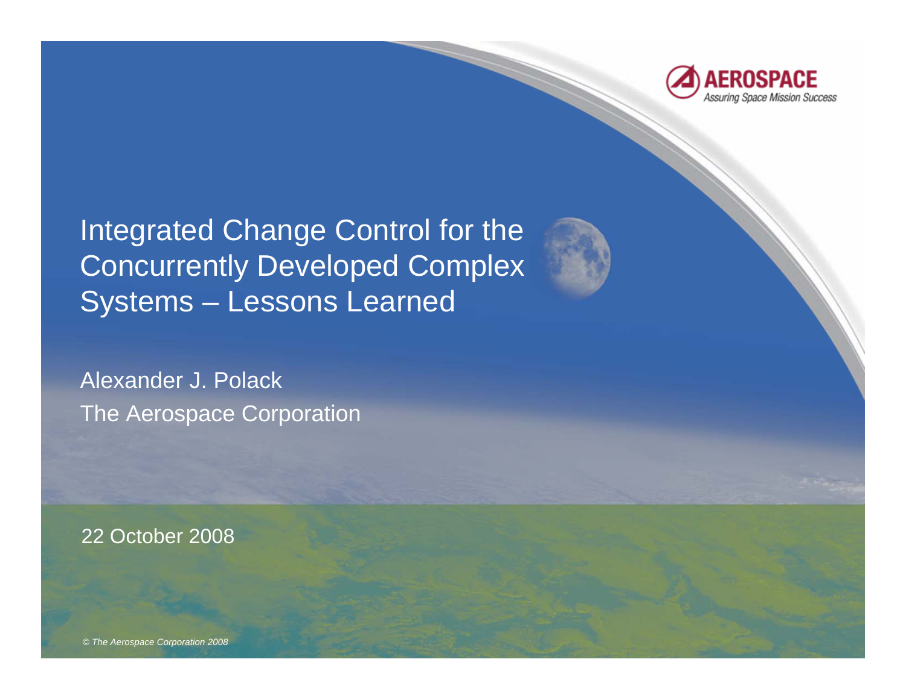AEROSPACE

*Assuring Space Mission Success*

# Integrated Change Control for the Concurrently Developed Complex Systems – Lessons Learned

Alexander J. Polack

The Aerospace Corporation

22 October 2008

*© The Aerospace Corporation 2008*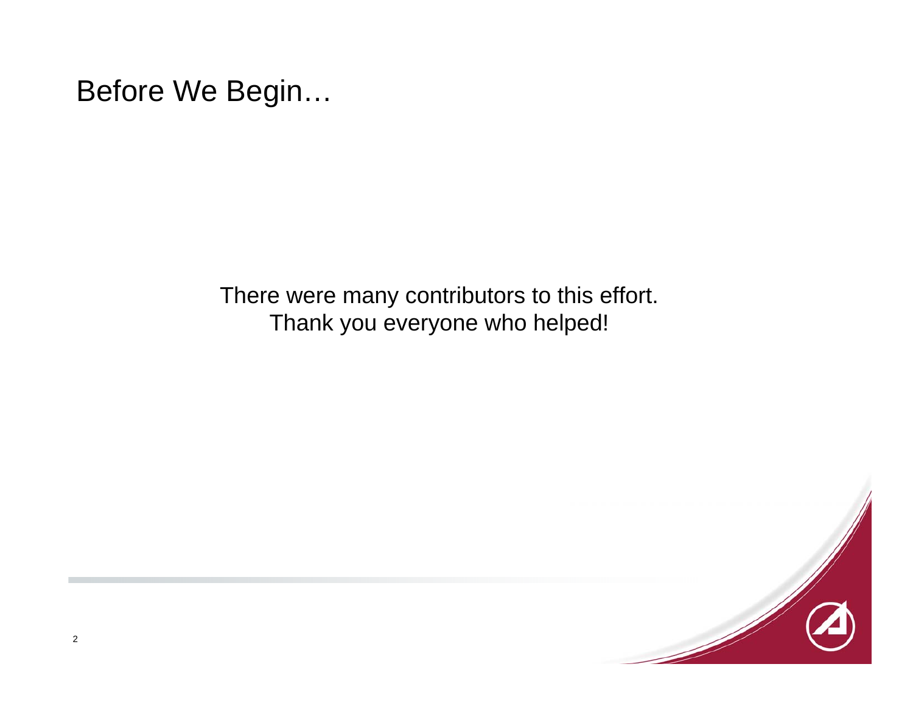# Before We Begin…

There were many contributors to this effort.
Thank you everyone who helped!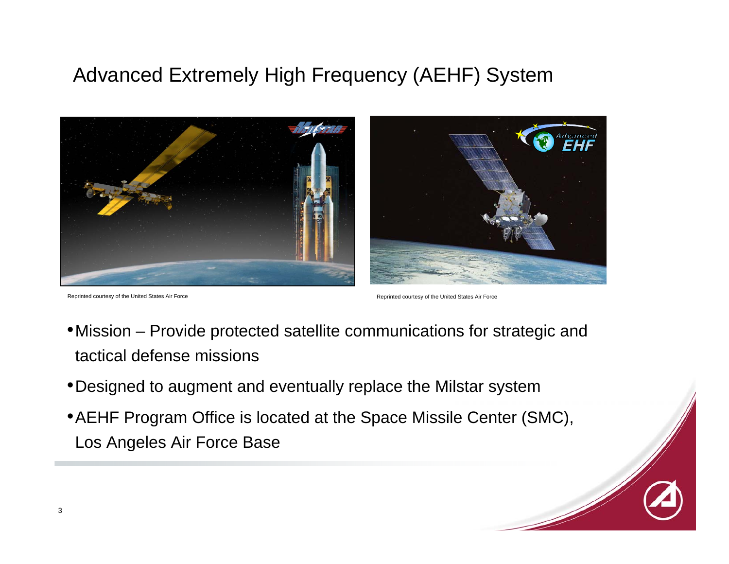# Advanced Extremely High Frequency (AEHF) System

Reprinted courtesy of the United States Air Force

Reprinted courtesy of the United States Air Force

- Mission – Provide protected satellite communications for strategic and tactical defense missions
- Designed to augment and eventually replace the Milstar system
- AEHF Program Office is located at the Space Missile Center (SMC), Los Angeles Air Force Base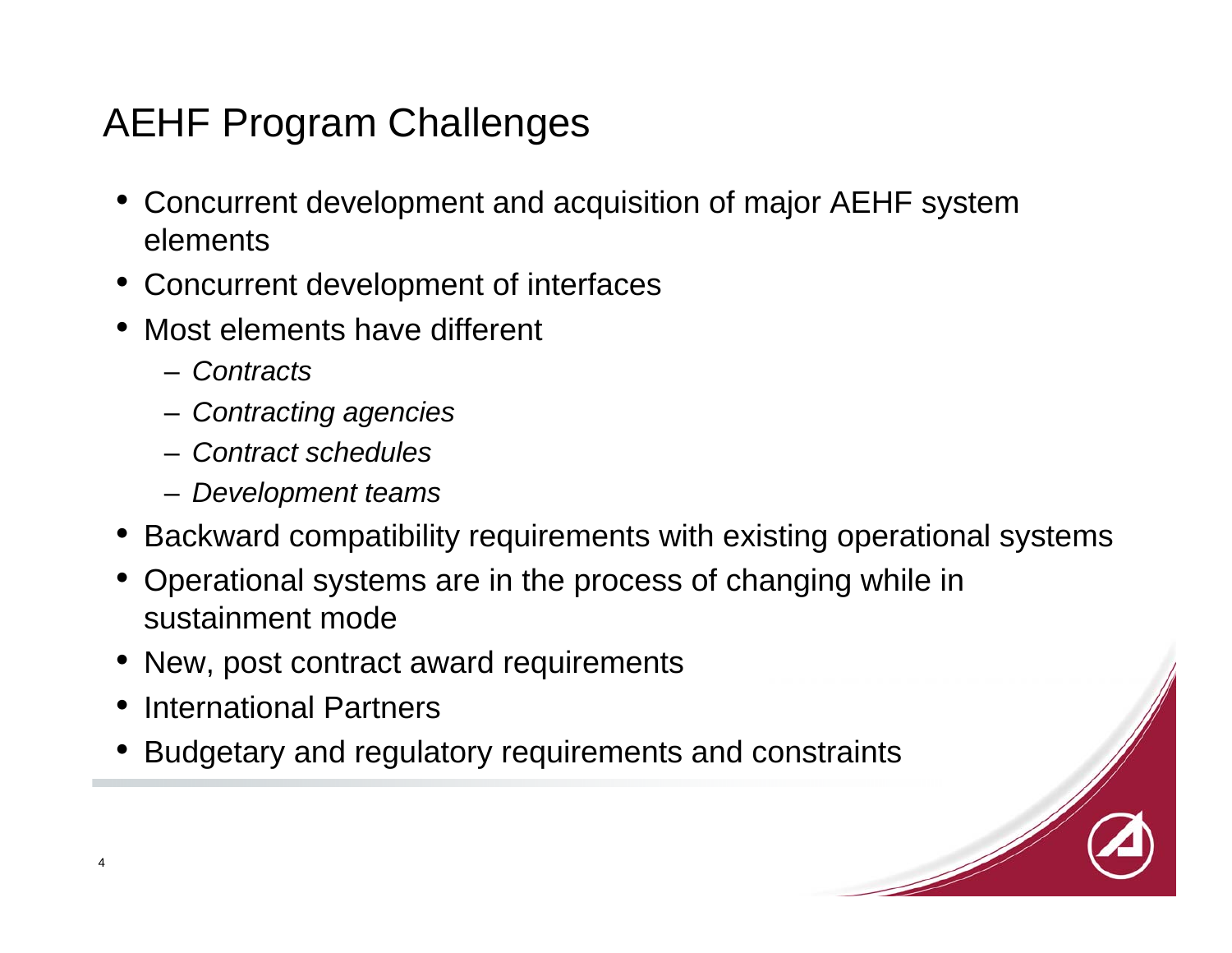# AEHF Program Challenges

- Concurrent development and acquisition of major AEHF system elements
- Concurrent development of interfaces
- Most elements have different
  - *Contracts*
  - *Contracting agencies*
  - *Contract schedules*
  - *Development teams*
- Backward compatibility requirements with existing operational systems
- Operational systems are in the process of changing while in sustainment mode
- New, post contract award requirements
- International Partners
- Budgetary and regulatory requirements and constraints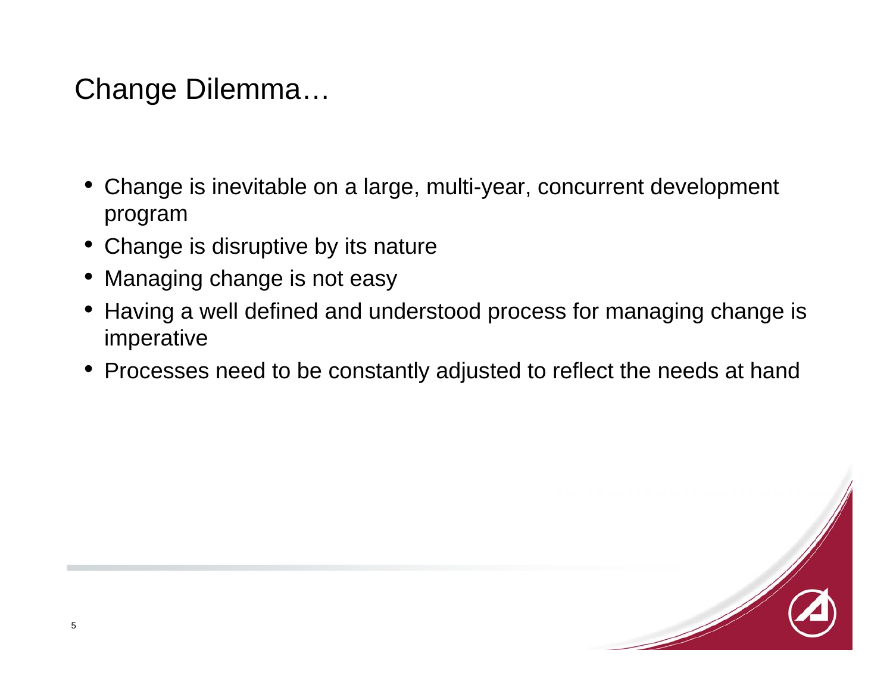# Change Dilemma…

- Change is inevitable on a large, multi-year, concurrent development program
- Change is disruptive by its nature
- Managing change is not easy
- Having a well defined and understood process for managing change is imperative
- Processes need to be constantly adjusted to reflect the needs at hand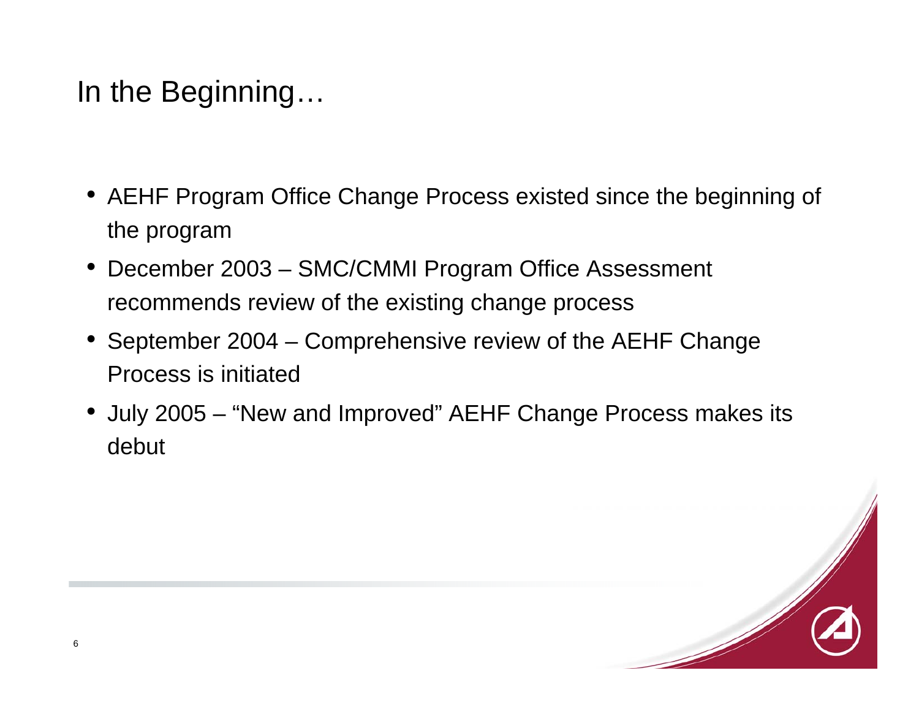# In the Beginning…

- AEHF Program Office Change Process existed since the beginning of the program
- December 2003 – SMC/CMMI Program Office Assessment recommends review of the existing change process
- September 2004 – Comprehensive review of the AEHF Change Process is initiated
- July 2005 – "New and Improved" AEHF Change Process makes its debut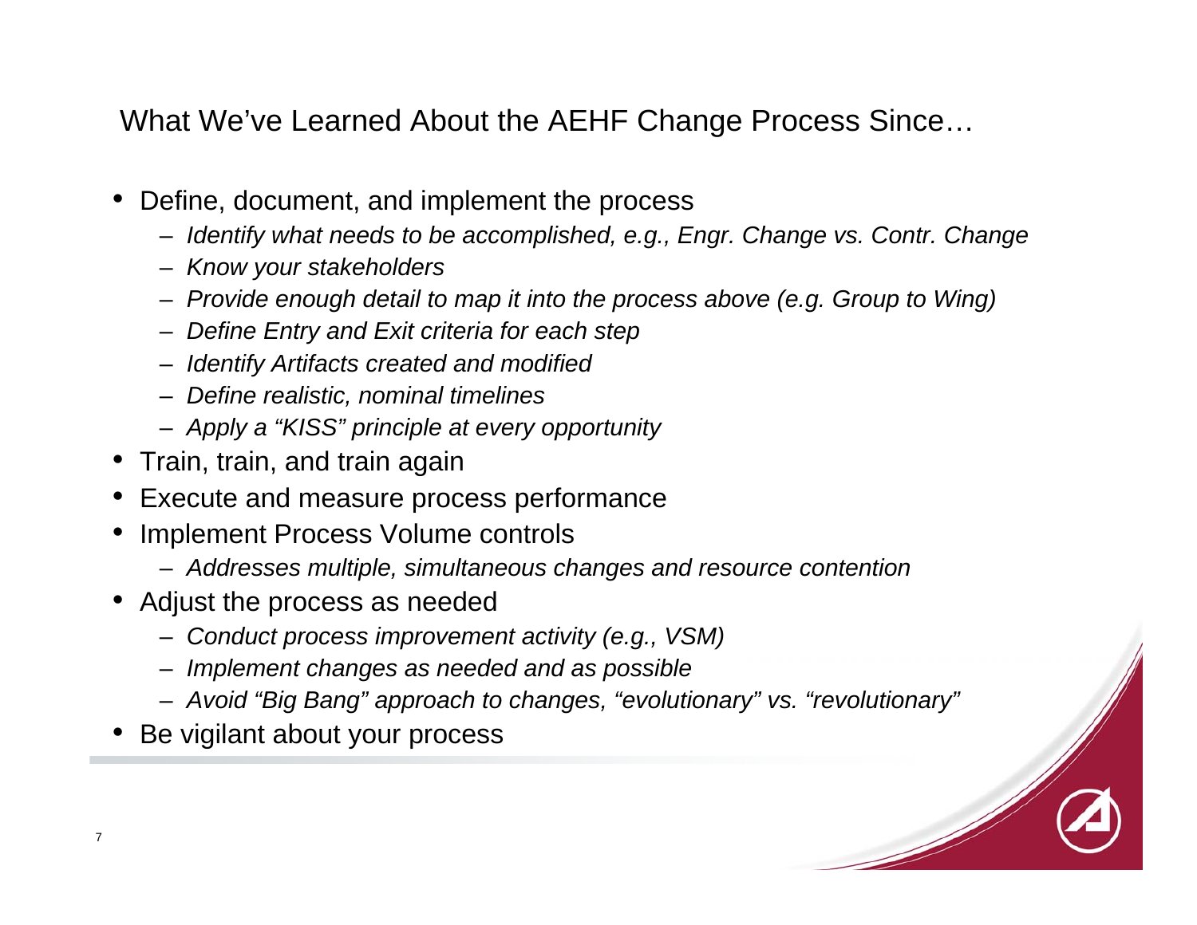## What We've Learned About the AEHF Change Process Since…

- Define, document, and implement the process
  - *Identify what needs to be accomplished, e.g., Engr. Change vs. Contr. Change*
  - *Know your stakeholders*
  - *Provide enough detail to map it into the process above (e.g. Group to Wing)*
  - *Define Entry and Exit criteria for each step*
  - *Identify Artifacts created and modified*
  - *Define realistic, nominal timelines*
  - *Apply a "KISS" principle at every opportunity*
- Train, train, and train again
- Execute and measure process performance
- Implement Process Volume controls
  - *Addresses multiple, simultaneous changes and resource contention*
- Adjust the process as needed
  - *Conduct process improvement activity (e.g., VSM)*
  - *Implement changes as needed and as possible*
  - *Avoid "Big Bang" approach to changes, "evolutionary" vs. "revolutionary"*
- Be vigilant about your process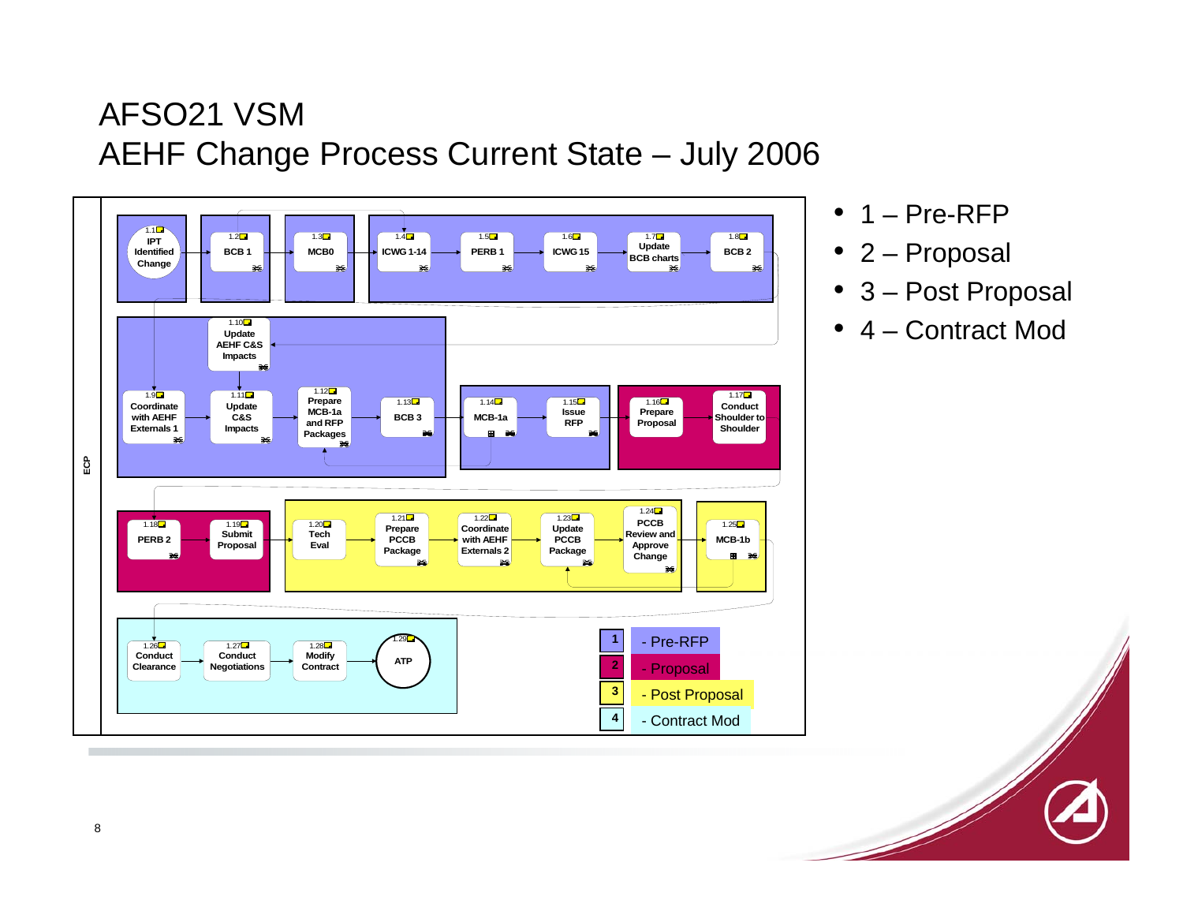# AFSO21 VSM
## AEHF Change Process Current State – July 2006

**ECP**

**Pre-RFP (1):**
- 1.1 IPT Identified Change
- 1.2 BCB 1
- 1.3 MCB0
- 1.4 ICWG 1-14
- 1.5 PERB 1
- 1.6 ICWG 15
- 1.7 Update BCB charts
- 1.8 BCB 2
- 1.9 Coordinate with AEHF Externals 1
- 1.10 Update AEHF C&S Impacts
- 1.11 Update C&S Impacts
- 1.12 Prepare MCB-1a and RFP Packages
- 1.13 BCB 3
- 1.14 MCB-1a
- 1.15 Issue RFP

**Proposal (2):**
- 1.16 Prepare Proposal
- 1.17 Conduct Shoulder to Shoulder
- 1.18 PERB 2
- 1.19 Submit Proposal

**Post Proposal (3):**
- 1.20 Tech Eval
- 1.21 Prepare PCCB Package
- 1.22 Coordinate with AEHF Externals 2
- 1.23 Update PCCB Package
- 1.24 PCCB Review and Approve Change
- 1.25 MCB-1b

**Contract Mod (4):**
- 1.26 Conduct Clearance
- 1.27 Conduct Negotiations
- 1.28 Modify Contract
- 1.29 ATP

Legend:
- 1 - Pre-RFP
- 2 - Proposal
- 3 - Post Proposal
- 4 - Contract Mod

- 1 – Pre-RFP
- 2 – Proposal
- 3 – Post Proposal
- 4 – Contract Mod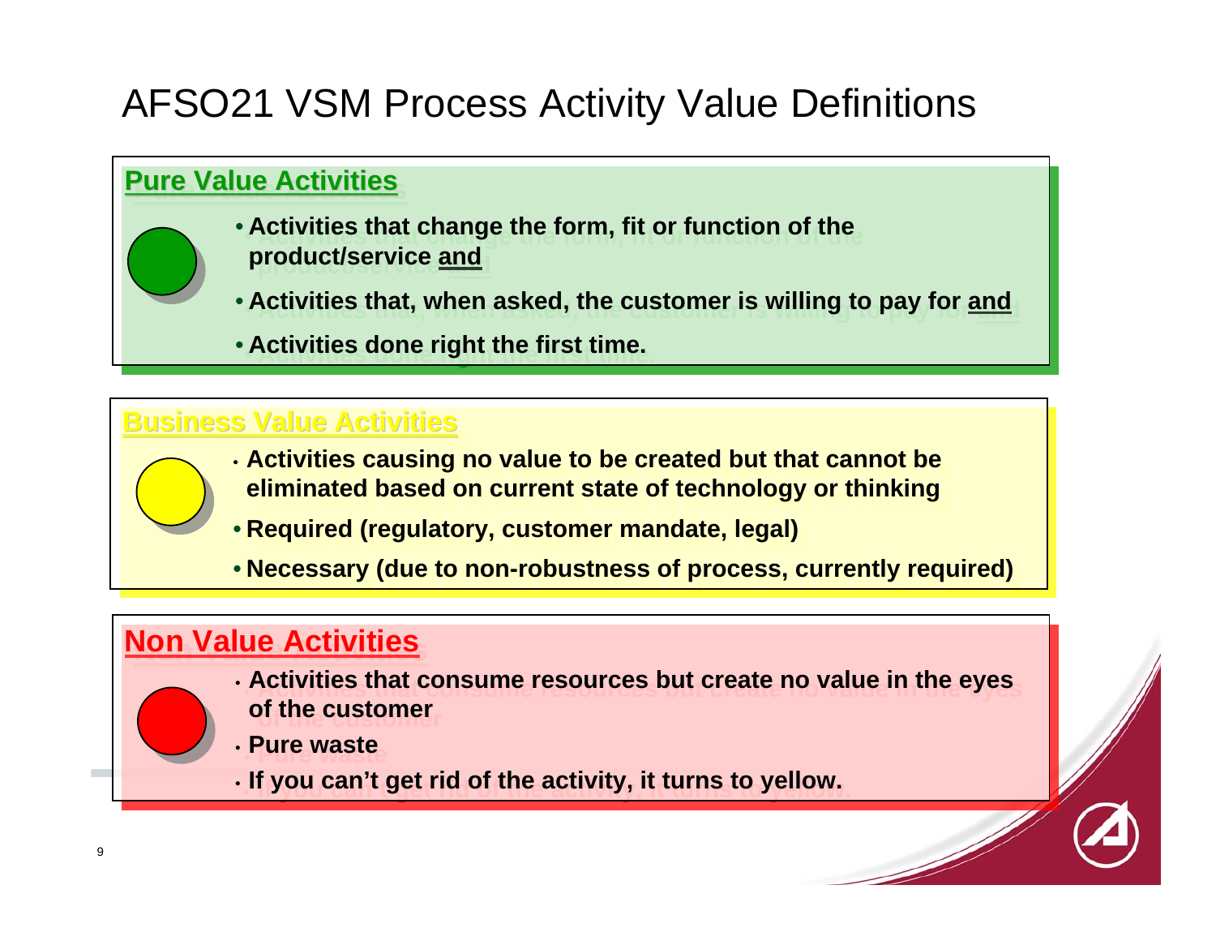# AFSO21 VSM Process Activity Value Definitions

## Pure Value Activities

- Activities that change the form, fit or function of the product/service **and**
- Activities that, when asked, the customer is willing to pay for **and**
- Activities done right the first time.

## Business Value Activities

- Activities causing no value to be created but that cannot be eliminated based on current state of technology or thinking
- Required (regulatory, customer mandate, legal)
- Necessary (due to non-robustness of process, currently required)

## Non Value Activities

- Activities that consume resources but create no value in the eyes of the customer
- Pure waste
- If you can't get rid of the activity, it turns to yellow.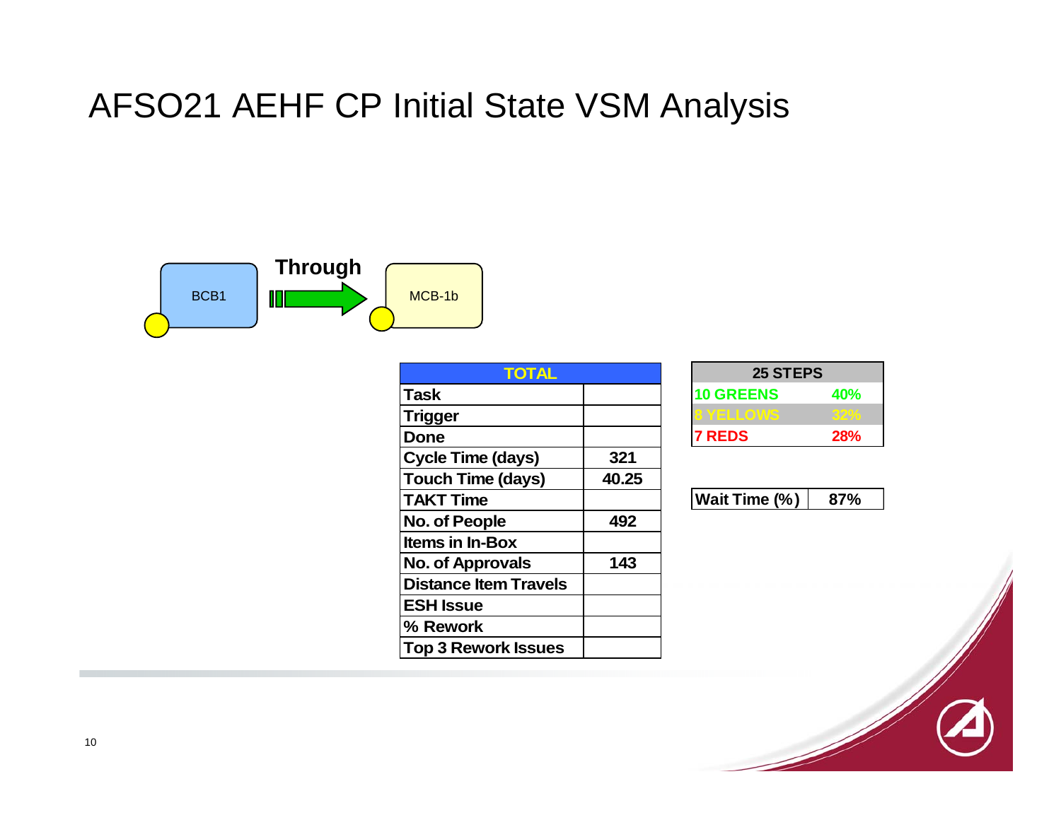# AFSO21 AEHF CP Initial State VSM Analysis

BCB1 → Through → MCB-1b

| TOTAL | |
|---|---|
| Task | |
| Trigger | |
| Done | |
| Cycle Time (days) | 321 |
| Touch Time (days) | 40.25 |
| TAKT Time | |
| No. of People | 492 |
| Items in In-Box | |
| No. of Approvals | 143 |
| Distance Item Travels | |
| ESH Issue | |
| % Rework | |
| Top 3 Rework Issues | |

| 25 STEPS | |
|---|---|
| 10 GREENS | 40% |
| 8 YELLOWS | 32% |
| 7 REDS | 28% |

| Wait Time (%) | 87% |
|---|---|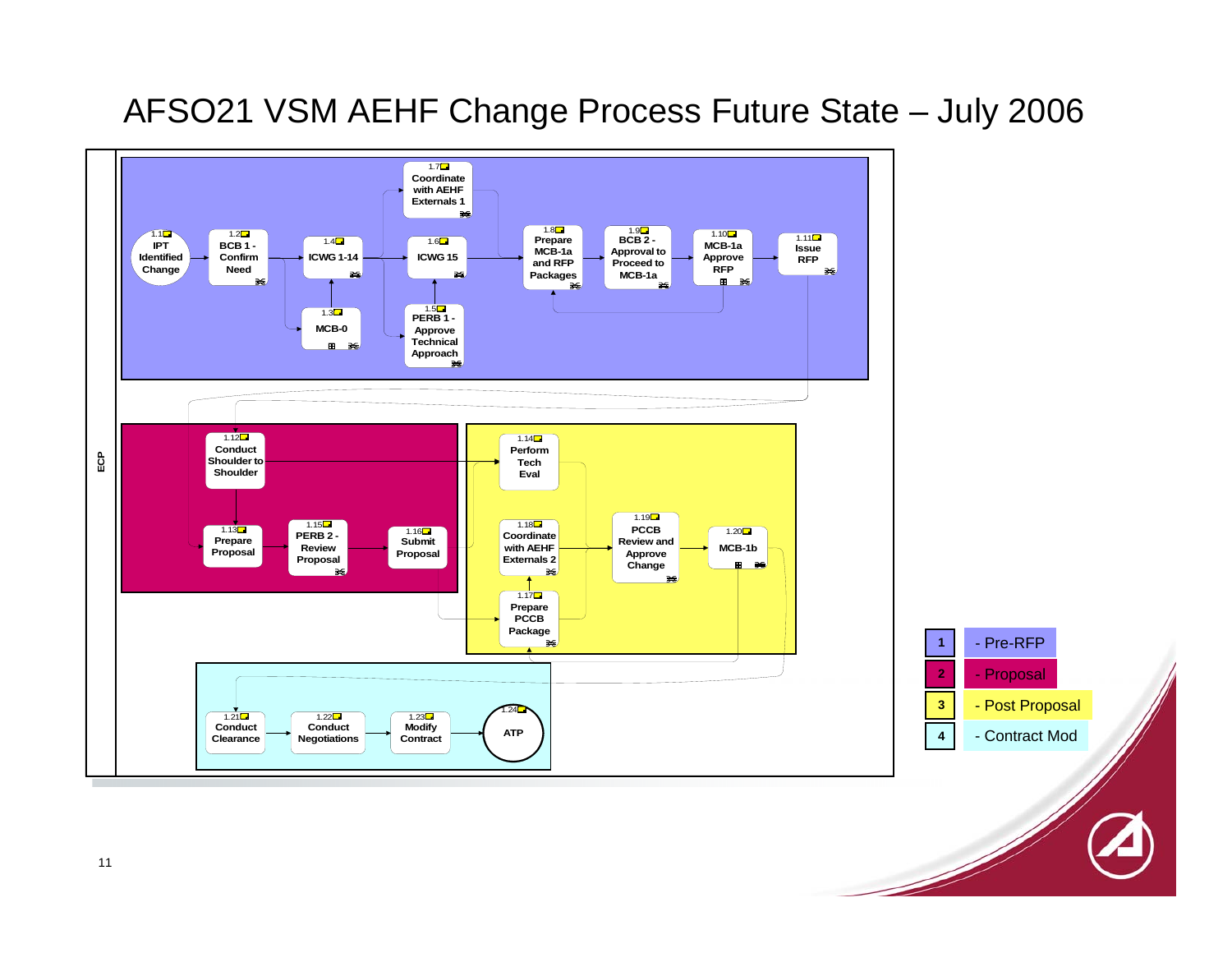# AFSO21 VSM AEHF Change Process Future State – July 2006

ECP

**1 - Pre-RFP**

- 1.1 IPT Identified Change
- 1.2 BCB 1 - Confirm Need
- 1.3 MCB-0
- 1.4 ICWG 1-14
- 1.5 PERB 1 - Approve Technical Approach
- 1.6 ICWG 15
- 1.7 Coordinate with AEHF Externals 1
- 1.8 Prepare MCB-1a and RFP Packages
- 1.9 BCB 2 - Approval to Proceed to MCB-1a
- 1.10 MCB-1a Approve RFP
- 1.11 Issue RFP

**2 - Proposal**

- 1.12 Conduct Shoulder to Shoulder
- 1.13 Prepare Proposal
- 1.15 PERB 2 - Review Proposal
- 1.16 Submit Proposal

**3 - Post Proposal**

- 1.14 Perform Tech Eval
- 1.17 Prepare PCCB Package
- 1.18 Coordinate with AEHF Externals 2
- 1.19 PCCB Review and Approve Change
- 1.20 MCB-1b

**4 - Contract Mod**

- 1.21 Conduct Clearance
- 1.22 Conduct Negotiations
- 1.23 Modify Contract
- 1.24 ATP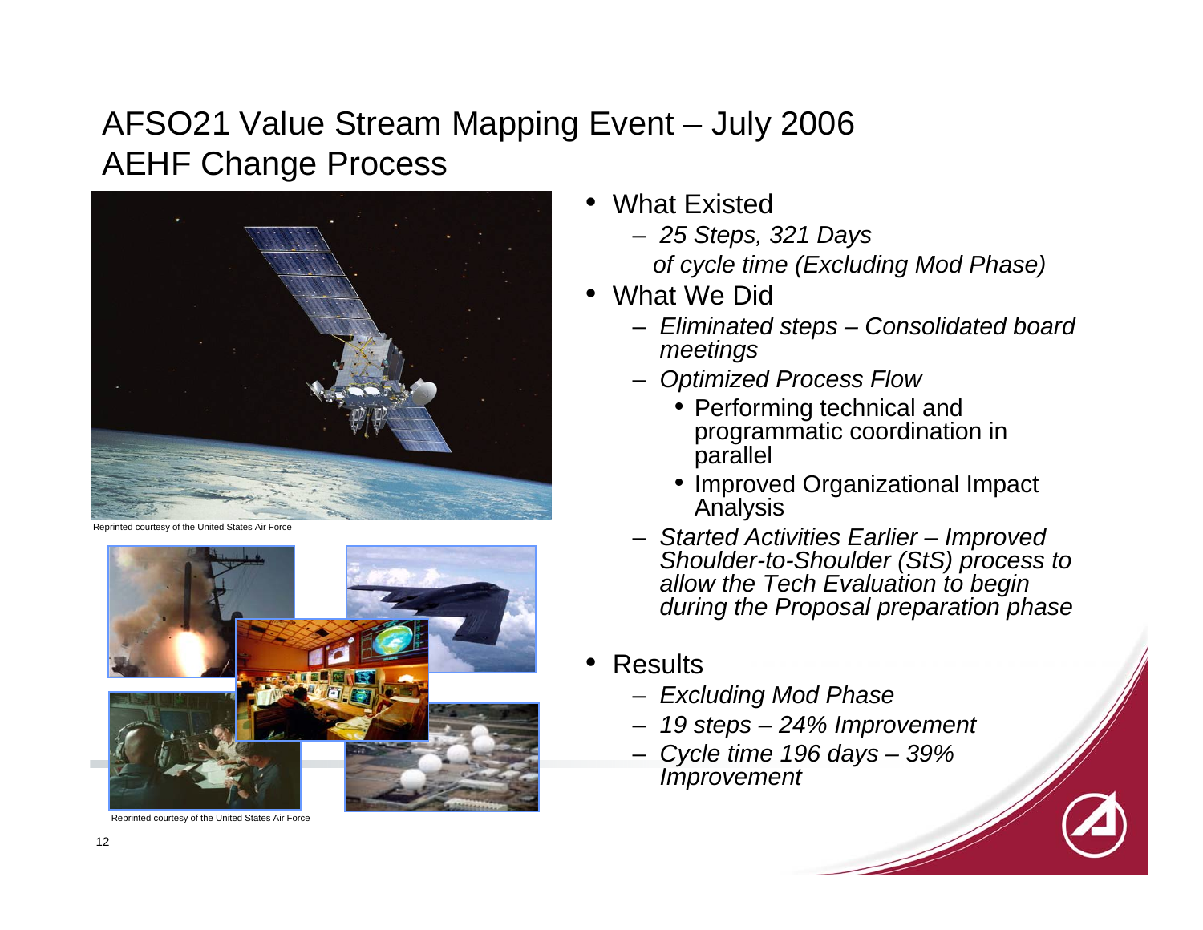# AFSO21 Value Stream Mapping Event – July 2006
# AEHF Change Process

Reprinted courtesy of the United States Air Force

Reprinted courtesy of the United States Air Force

- What Existed
  - *25 Steps, 321 Days of cycle time (Excluding Mod Phase)*
- What We Did
  - *Eliminated steps – Consolidated board meetings*
  - *Optimized Process Flow*
    - Performing technical and programmatic coordination in parallel
    - Improved Organizational Impact Analysis
  - *Started Activities Earlier – Improved Shoulder-to-Shoulder (StS) process to allow the Tech Evaluation to begin during the Proposal preparation phase*
- Results
  - *Excluding Mod Phase*
  - *19 steps – 24% Improvement*
  - *Cycle time 196 days – 39% Improvement*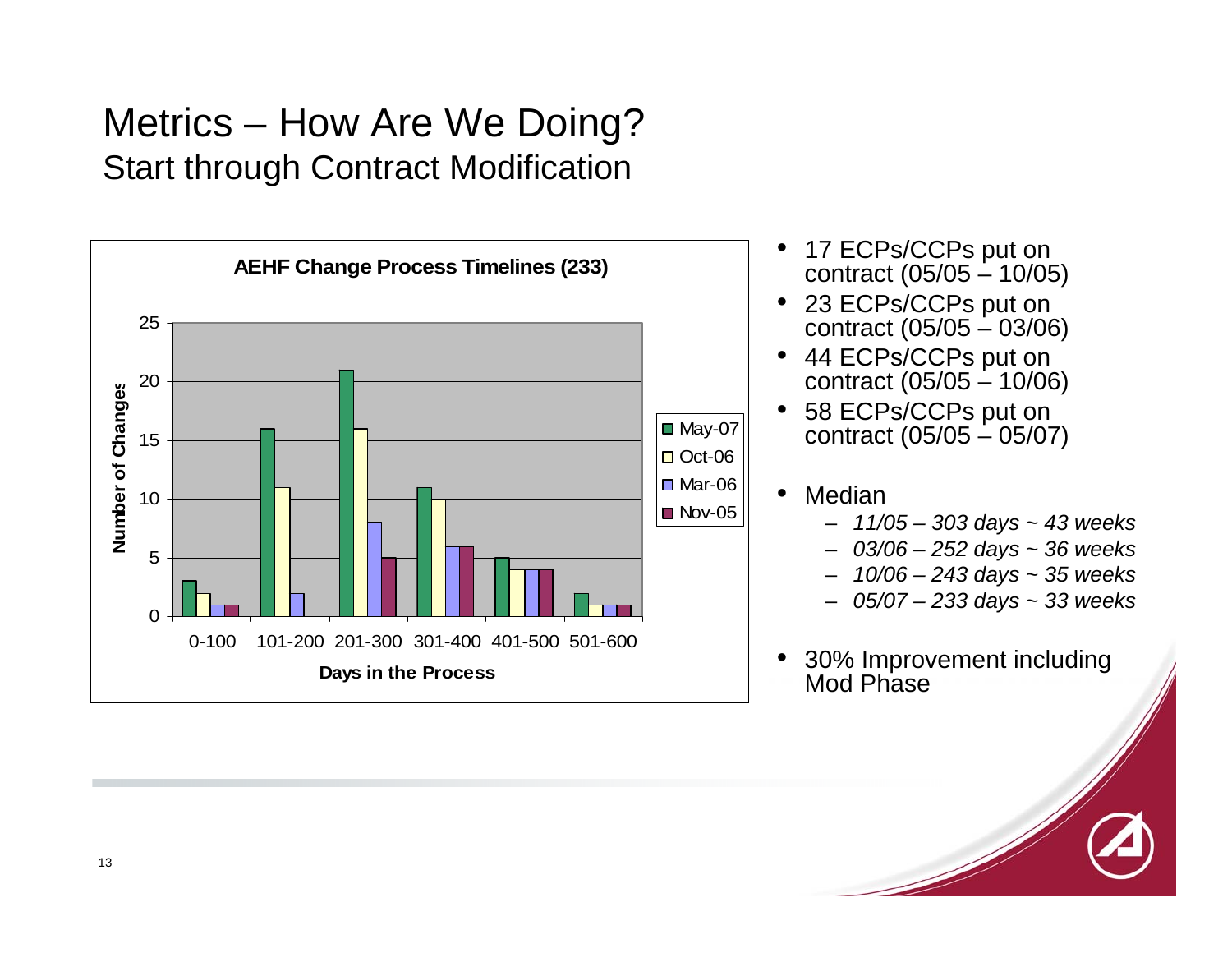# Metrics – How Are We Doing?

## Start through Contract Modification

**AEHF Change Process Timelines (233)**

| Days in the Process | May-07 | Oct-06 | Mar-06 | Nov-05 |
|---|---|---|---|---|
| 0-100 | 3 | 2 | 1 | 1 |
| 101-200 | 16 | 11 | 2 | 0 |
| 201-300 | 21 | 16 | 8 | 5 |
| 301-400 | 11 | 10 | 6 | 6 |
| 401-500 | 5 | 4 | 4 | 4 |
| 501-600 | 2 | 1 | 1 | 1 |

Y-axis: Number of Changes

- 17 ECPs/CCPs put on contract (05/05 – 10/05)
- 23 ECPs/CCPs put on contract (05/05 – 03/06)
- 44 ECPs/CCPs put on contract (05/05 – 10/06)
- 58 ECPs/CCPs put on contract (05/05 – 05/07)

- Median
  - *11/05 – 303 days ~ 43 weeks*
  - *03/06 – 252 days ~ 36 weeks*
  - *10/06 – 243 days ~ 35 weeks*
  - *05/07 – 233 days ~ 33 weeks*

- 30% Improvement including Mod Phase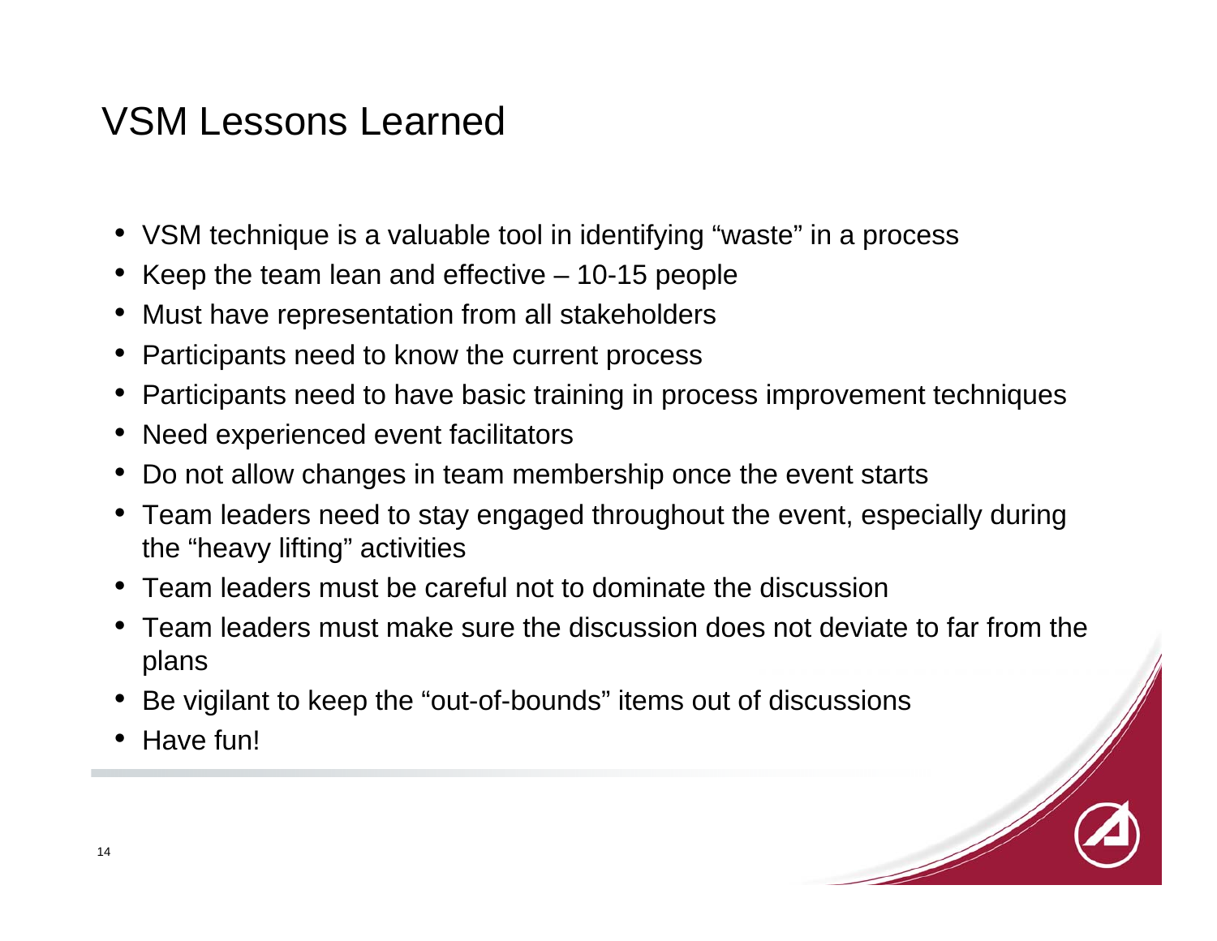# VSM Lessons Learned

- VSM technique is a valuable tool in identifying “waste” in a process
- Keep the team lean and effective – 10-15 people
- Must have representation from all stakeholders
- Participants need to know the current process
- Participants need to have basic training in process improvement techniques
- Need experienced event facilitators
- Do not allow changes in team membership once the event starts
- Team leaders need to stay engaged throughout the event, especially during the “heavy lifting” activities
- Team leaders must be careful not to dominate the discussion
- Team leaders must make sure the discussion does not deviate to far from the plans
- Be vigilant to keep the “out-of-bounds” items out of discussions
- Have fun!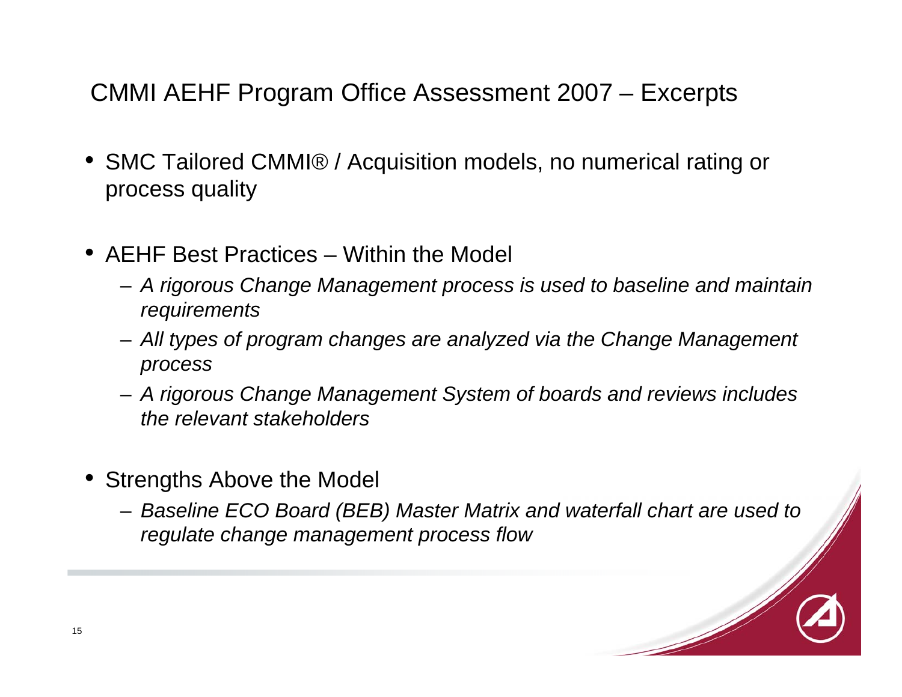# CMMI AEHF Program Office Assessment 2007 – Excerpts

- SMC Tailored CMMI® / Acquisition models, no numerical rating or process quality
- AEHF Best Practices – Within the Model
  - *A rigorous Change Management process is used to baseline and maintain requirements*
  - *All types of program changes are analyzed via the Change Management process*
  - *A rigorous Change Management System of boards and reviews includes the relevant stakeholders*
- Strengths Above the Model
  - *Baseline ECO Board (BEB) Master Matrix and waterfall chart are used to regulate change management process flow*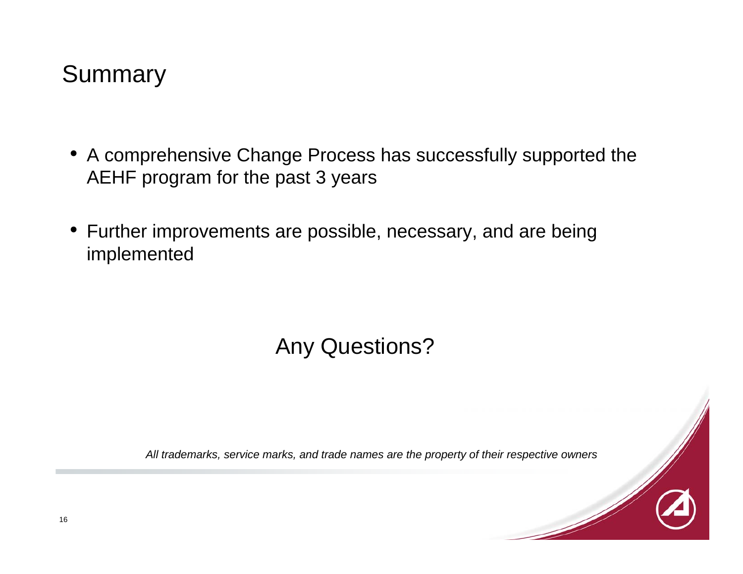# Summary

- A comprehensive Change Process has successfully supported the AEHF program for the past 3 years
- Further improvements are possible, necessary, and are being implemented

Any Questions?

*All trademarks, service marks, and trade names are the property of their respective owners*